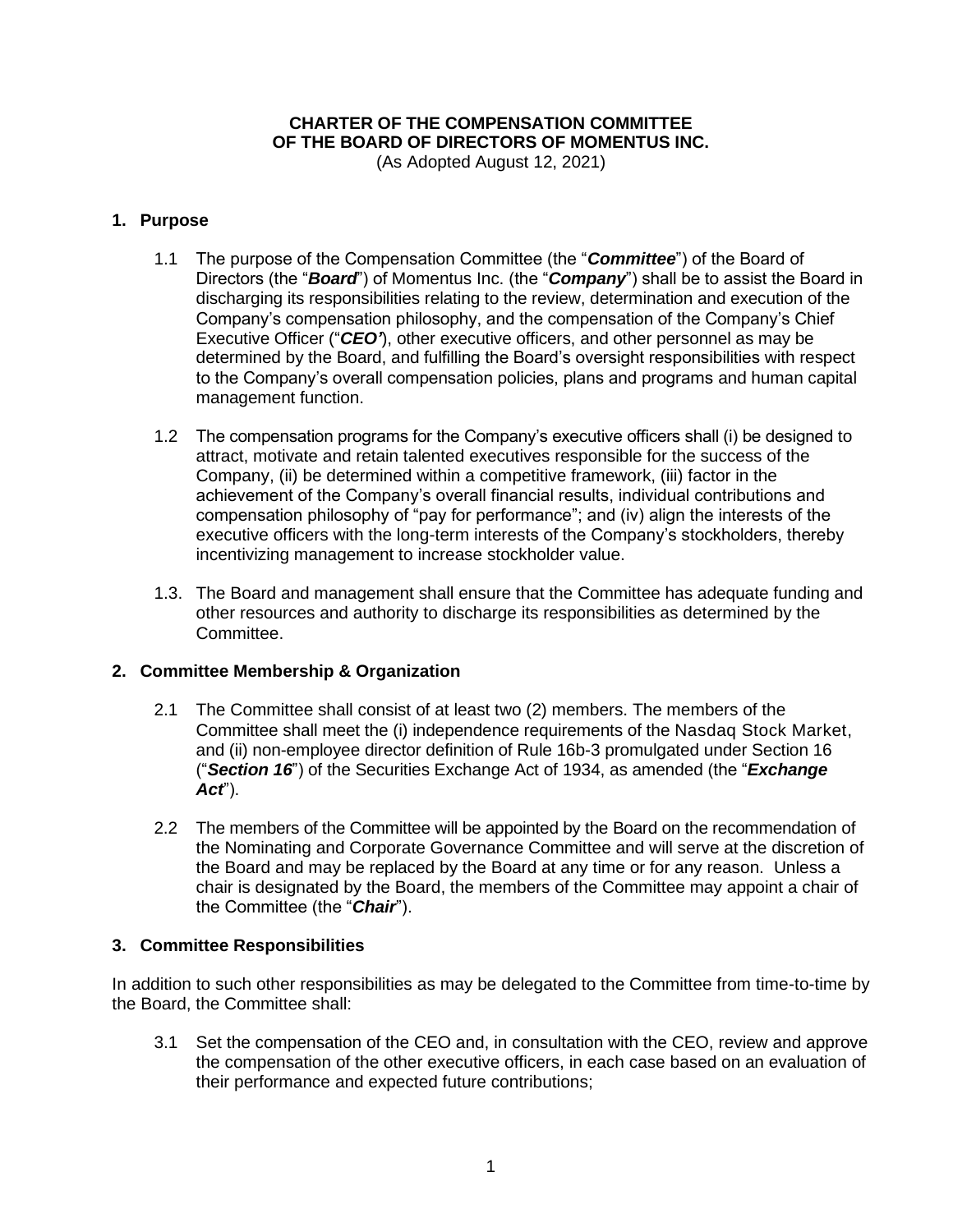# CHARTER OF THE COMPENSATION COMMITTEE OF THE BOARD OF DIRECTORS OF MOMENTUS INC.

(As Adopted August 12, 2021)

## 1. Purpose

1.1 The purpose of the Compensation Committee (the "***Committee***") of the Board of Directors (the "***Board***") of Momentus Inc. (the "***Company***") shall be to assist the Board in discharging its responsibilities relating to the review, determination and execution of the Company's compensation philosophy, and the compensation of the Company's Chief Executive Officer ("***CEO'***), other executive officers, and other personnel as may be determined by the Board, and fulfilling the Board's oversight responsibilities with respect to the Company's overall compensation policies, plans and programs and human capital management function.

1.2 The compensation programs for the Company's executive officers shall (i) be designed to attract, motivate and retain talented executives responsible for the success of the Company, (ii) be determined within a competitive framework, (iii) factor in the achievement of the Company's overall financial results, individual contributions and compensation philosophy of "pay for performance"; and (iv) align the interests of the executive officers with the long-term interests of the Company's stockholders, thereby incentivizing management to increase stockholder value.

1.3. The Board and management shall ensure that the Committee has adequate funding and other resources and authority to discharge its responsibilities as determined by the Committee.

## 2. Committee Membership & Organization

2.1 The Committee shall consist of at least two (2) members. The members of the Committee shall meet the (i) independence requirements of the Nasdaq Stock Market, and (ii) non-employee director definition of Rule 16b-3 promulgated under Section 16 ("***Section 16***") of the Securities Exchange Act of 1934, as amended (the "***Exchange Act***").

2.2 The members of the Committee will be appointed by the Board on the recommendation of the Nominating and Corporate Governance Committee and will serve at the discretion of the Board and may be replaced by the Board at any time or for any reason. Unless a chair is designated by the Board, the members of the Committee may appoint a chair of the Committee (the "***Chair***").

## 3. Committee Responsibilities

In addition to such other responsibilities as may be delegated to the Committee from time-to-time by the Board, the Committee shall:

3.1 Set the compensation of the CEO and, in consultation with the CEO, review and approve the compensation of the other executive officers, in each case based on an evaluation of their performance and expected future contributions;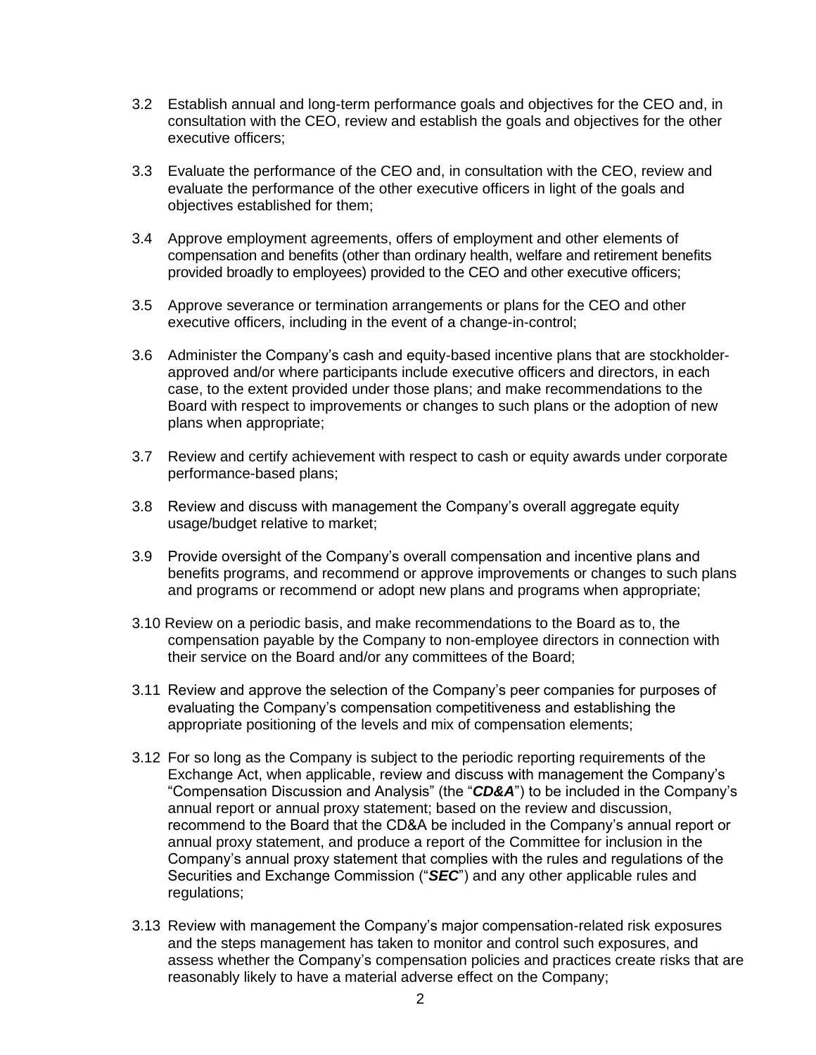3.2 Establish annual and long-term performance goals and objectives for the CEO and, in consultation with the CEO, review and establish the goals and objectives for the other executive officers;

3.3 Evaluate the performance of the CEO and, in consultation with the CEO, review and evaluate the performance of the other executive officers in light of the goals and objectives established for them;

3.4 Approve employment agreements, offers of employment and other elements of compensation and benefits (other than ordinary health, welfare and retirement benefits provided broadly to employees) provided to the CEO and other executive officers;

3.5 Approve severance or termination arrangements or plans for the CEO and other executive officers, including in the event of a change-in-control;

3.6 Administer the Company's cash and equity-based incentive plans that are stockholder-approved and/or where participants include executive officers and directors, in each case, to the extent provided under those plans; and make recommendations to the Board with respect to improvements or changes to such plans or the adoption of new plans when appropriate;

3.7 Review and certify achievement with respect to cash or equity awards under corporate performance-based plans;

3.8 Review and discuss with management the Company's overall aggregate equity usage/budget relative to market;

3.9 Provide oversight of the Company's overall compensation and incentive plans and benefits programs, and recommend or approve improvements or changes to such plans and programs or recommend or adopt new plans and programs when appropriate;

3.10 Review on a periodic basis, and make recommendations to the Board as to, the compensation payable by the Company to non-employee directors in connection with their service on the Board and/or any committees of the Board;

3.11 Review and approve the selection of the Company's peer companies for purposes of evaluating the Company's compensation competitiveness and establishing the appropriate positioning of the levels and mix of compensation elements;

3.12 For so long as the Company is subject to the periodic reporting requirements of the Exchange Act, when applicable, review and discuss with management the Company's "Compensation Discussion and Analysis" (the "***CD&A***") to be included in the Company's annual report or annual proxy statement; based on the review and discussion, recommend to the Board that the CD&A be included in the Company's annual report or annual proxy statement, and produce a report of the Committee for inclusion in the Company's annual proxy statement that complies with the rules and regulations of the Securities and Exchange Commission ("***SEC***") and any other applicable rules and regulations;

3.13 Review with management the Company's major compensation-related risk exposures and the steps management has taken to monitor and control such exposures, and assess whether the Company's compensation policies and practices create risks that are reasonably likely to have a material adverse effect on the Company;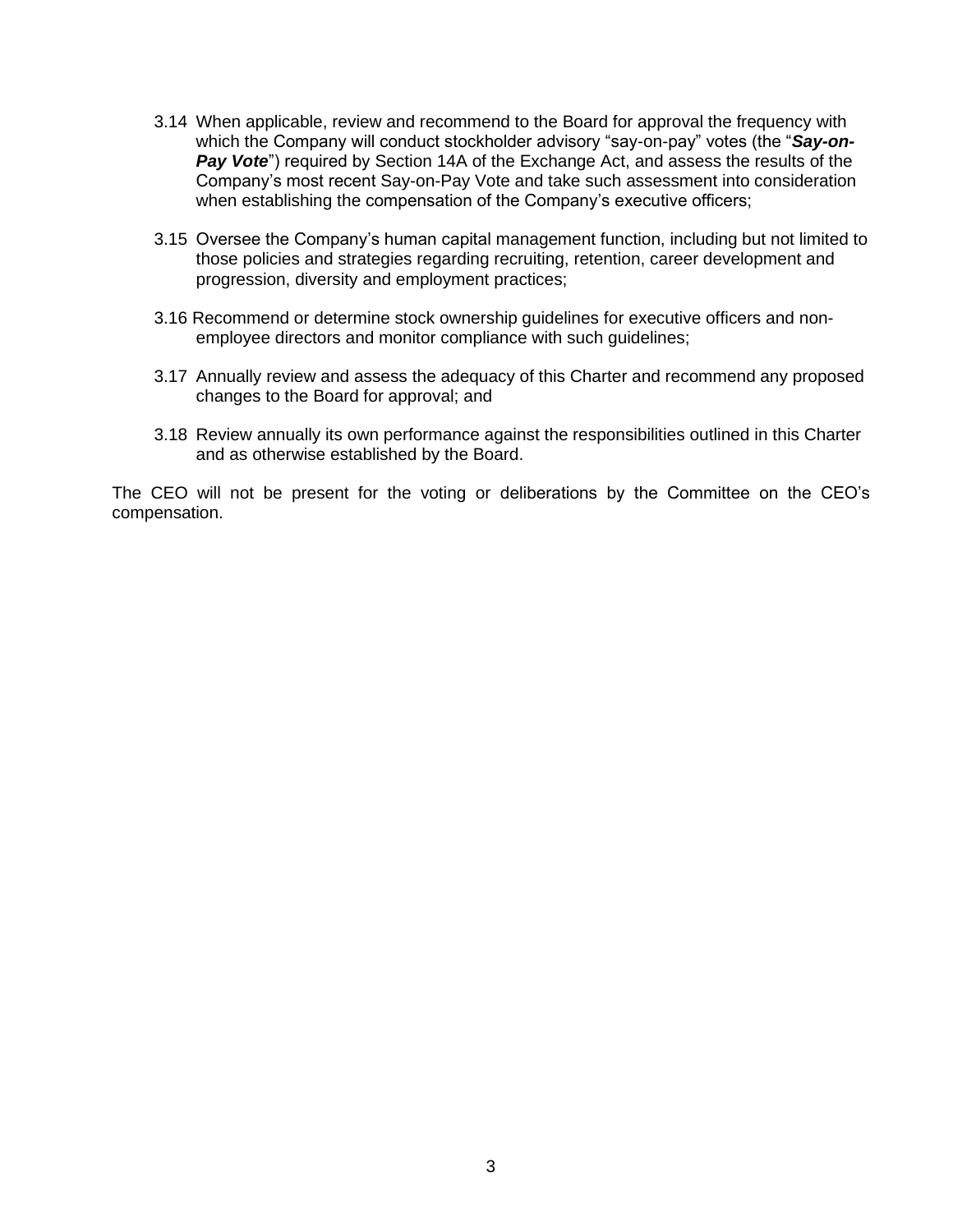3.14 When applicable, review and recommend to the Board for approval the frequency with which the Company will conduct stockholder advisory "say-on-pay" votes (the "***Say-on-Pay Vote***") required by Section 14A of the Exchange Act, and assess the results of the Company's most recent Say-on-Pay Vote and take such assessment into consideration when establishing the compensation of the Company's executive officers;

3.15 Oversee the Company's human capital management function, including but not limited to those policies and strategies regarding recruiting, retention, career development and progression, diversity and employment practices;

3.16 Recommend or determine stock ownership guidelines for executive officers and non-employee directors and monitor compliance with such guidelines;

3.17 Annually review and assess the adequacy of this Charter and recommend any proposed changes to the Board for approval; and

3.18 Review annually its own performance against the responsibilities outlined in this Charter and as otherwise established by the Board.

The CEO will not be present for the voting or deliberations by the Committee on the CEO's compensation.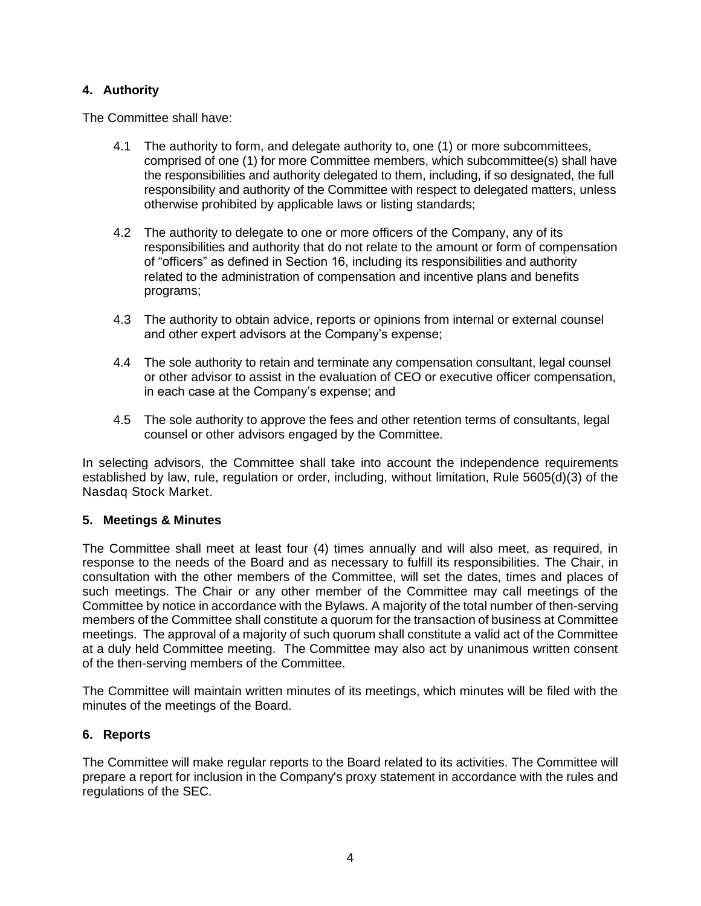## 4. Authority

The Committee shall have:

4.1 The authority to form, and delegate authority to, one (1) or more subcommittees, comprised of one (1) for more Committee members, which subcommittee(s) shall have the responsibilities and authority delegated to them, including, if so designated, the full responsibility and authority of the Committee with respect to delegated matters, unless otherwise prohibited by applicable laws or listing standards;

4.2 The authority to delegate to one or more officers of the Company, any of its responsibilities and authority that do not relate to the amount or form of compensation of "officers" as defined in Section 16, including its responsibilities and authority related to the administration of compensation and incentive plans and benefits programs;

4.3 The authority to obtain advice, reports or opinions from internal or external counsel and other expert advisors at the Company's expense;

4.4 The sole authority to retain and terminate any compensation consultant, legal counsel or other advisor to assist in the evaluation of CEO or executive officer compensation, in each case at the Company's expense; and

4.5 The sole authority to approve the fees and other retention terms of consultants, legal counsel or other advisors engaged by the Committee.

In selecting advisors, the Committee shall take into account the independence requirements established by law, rule, regulation or order, including, without limitation, Rule 5605(d)(3) of the Nasdaq Stock Market.

## 5. Meetings & Minutes

The Committee shall meet at least four (4) times annually and will also meet, as required, in response to the needs of the Board and as necessary to fulfill its responsibilities. The Chair, in consultation with the other members of the Committee, will set the dates, times and places of such meetings. The Chair or any other member of the Committee may call meetings of the Committee by notice in accordance with the Bylaws. A majority of the total number of then-serving members of the Committee shall constitute a quorum for the transaction of business at Committee meetings. The approval of a majority of such quorum shall constitute a valid act of the Committee at a duly held Committee meeting. The Committee may also act by unanimous written consent of the then-serving members of the Committee.

The Committee will maintain written minutes of its meetings, which minutes will be filed with the minutes of the meetings of the Board.

## 6. Reports

The Committee will make regular reports to the Board related to its activities. The Committee will prepare a report for inclusion in the Company's proxy statement in accordance with the rules and regulations of the SEC.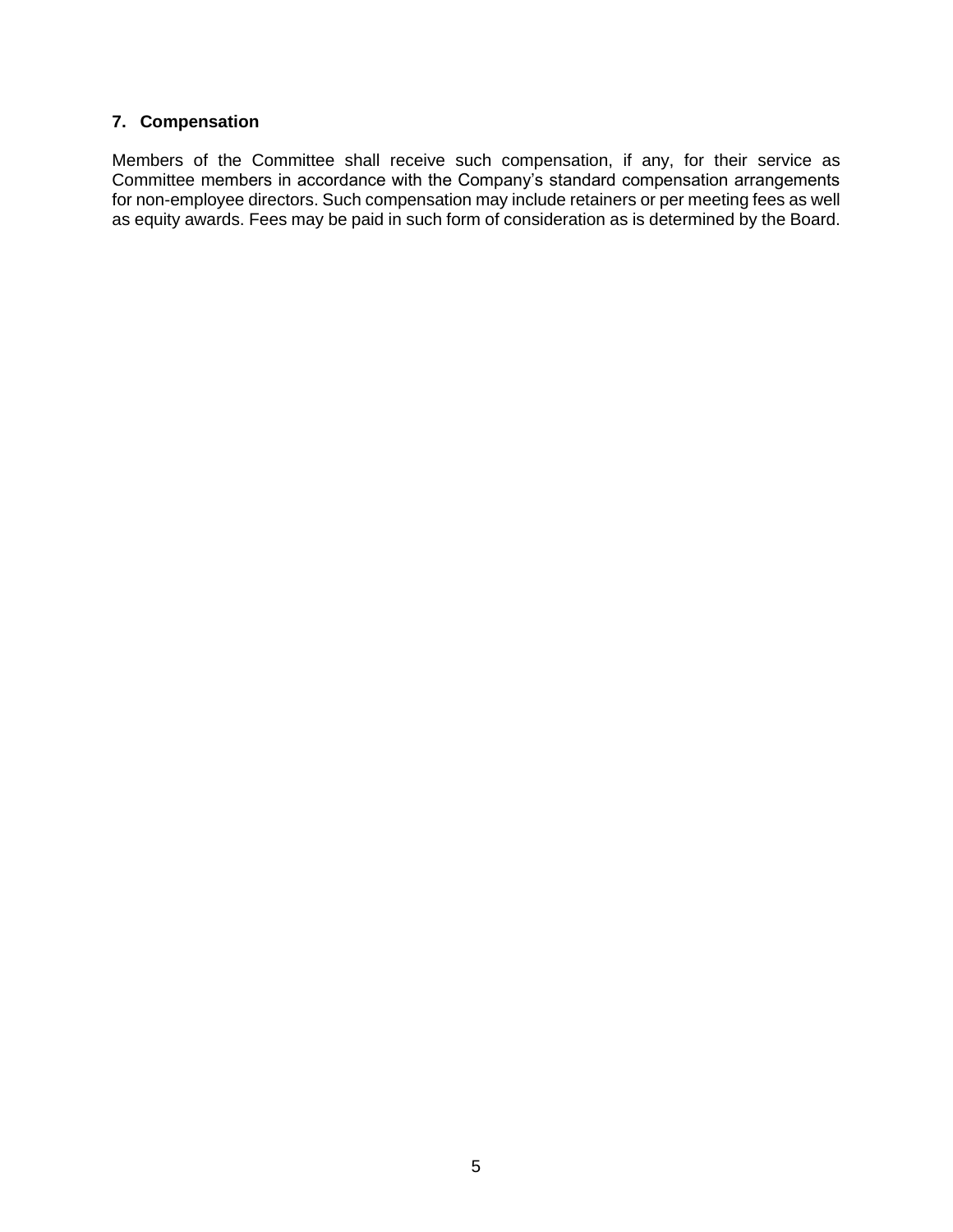## 7. Compensation

Members of the Committee shall receive such compensation, if any, for their service as Committee members in accordance with the Company's standard compensation arrangements for non-employee directors. Such compensation may include retainers or per meeting fees as well as equity awards. Fees may be paid in such form of consideration as is determined by the Board.